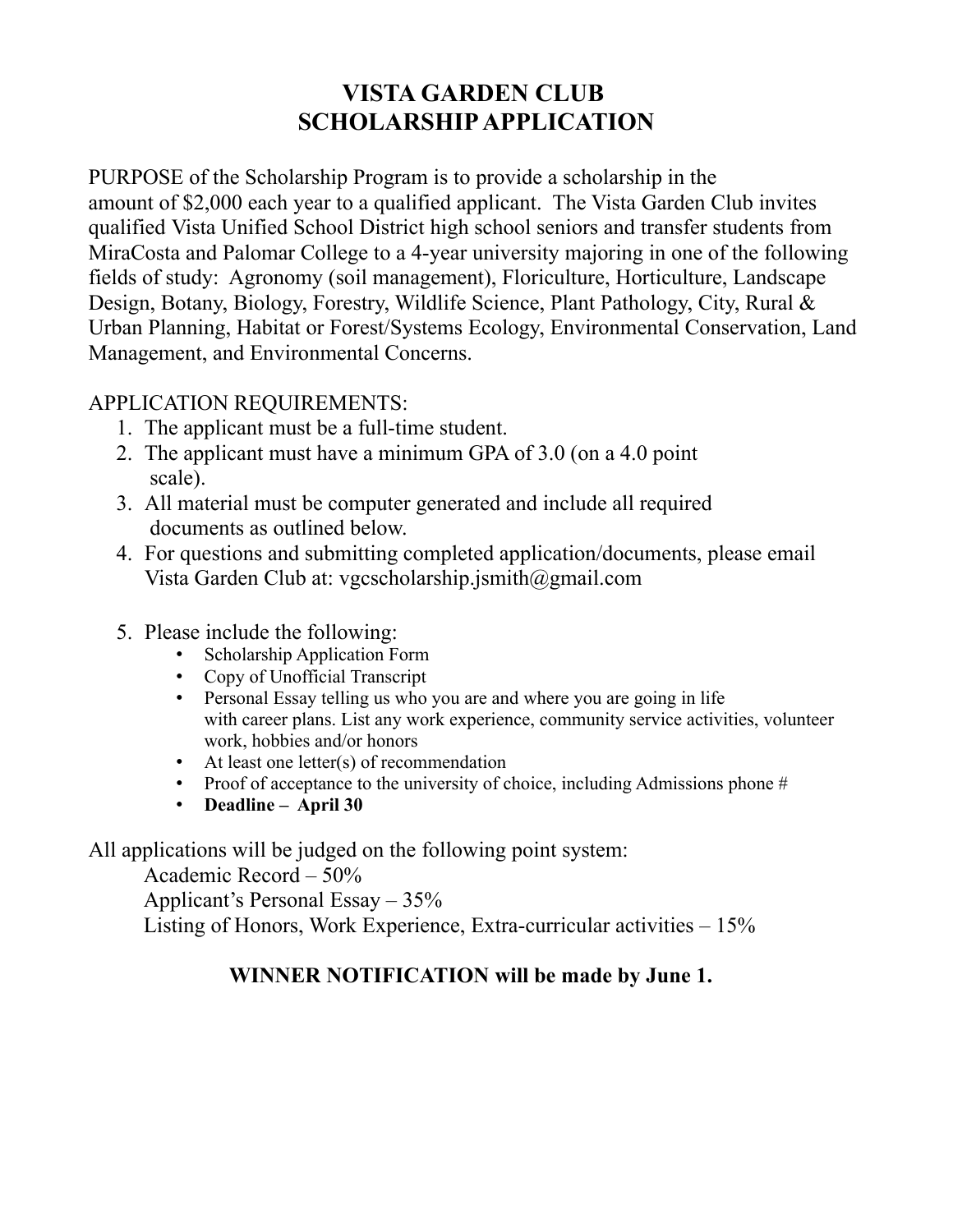# VISTA GARDEN CLUB
# SCHOLARSHIP APPLICATION

PURPOSE of the Scholarship Program is to provide a scholarship in the amount of $2,000 each year to a qualified applicant. The Vista Garden Club invites qualified Vista Unified School District high school seniors and transfer students from MiraCosta and Palomar College to a 4-year university majoring in one of the following fields of study: Agronomy (soil management), Floriculture, Horticulture, Landscape Design, Botany, Biology, Forestry, Wildlife Science, Plant Pathology, City, Rural & Urban Planning, Habitat or Forest/Systems Ecology, Environmental Conservation, Land Management, and Environmental Concerns.

APPLICATION REQUIREMENTS:

1. The applicant must be a full-time student.
2. The applicant must have a minimum GPA of 3.0 (on a 4.0 point scale).
3. All material must be computer generated and include all required documents as outlined below.
4. For questions and submitting completed application/documents, please email Vista Garden Club at: vgcscholarship.jsmith@gmail.com
5. Please include the following:
   - Scholarship Application Form
   - Copy of Unofficial Transcript
   - Personal Essay telling us who you are and where you are going in life with career plans. List any work experience, community service activities, volunteer work, hobbies and/or honors
   - At least one letter(s) of recommendation
   - Proof of acceptance to the university of choice, including Admissions phone #
   - **Deadline – April 30**

All applications will be judged on the following point system:

Academic Record – 50%
Applicant's Personal Essay – 35%
Listing of Honors, Work Experience, Extra-curricular activities – 15%

**WINNER NOTIFICATION will be made by June 1.**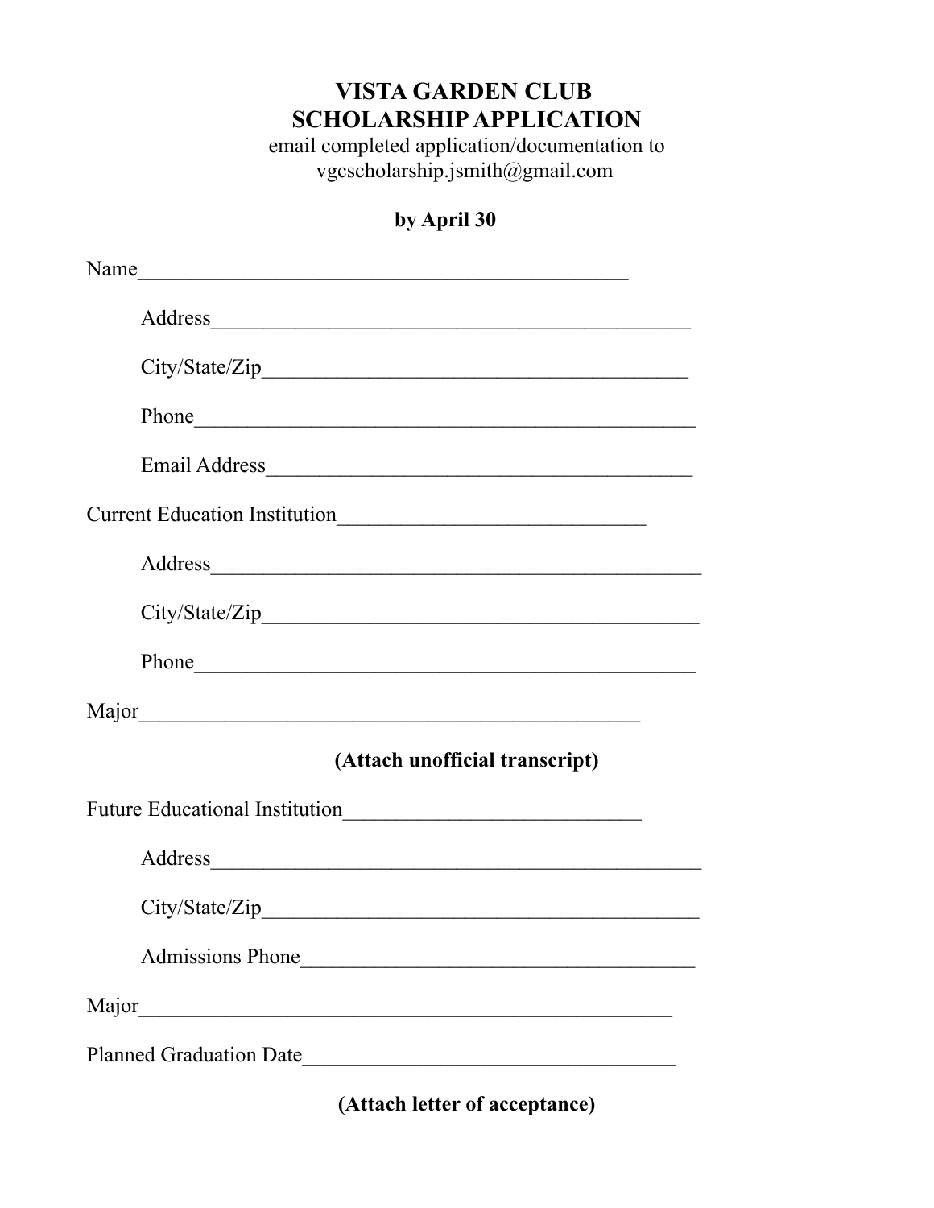# VISTA GARDEN CLUB
# SCHOLARSHIP APPLICATION

email completed application/documentation to
vgcscholarship.jsmith@gmail.com

**by April 30**

Name_______________________________________________

Address_______________________________________________

City/State/Zip__________________________________________

Phone_________________________________________________

Email Address__________________________________________

Current Education Institution_____________________________

Address_______________________________________________

City/State/Zip__________________________________________

Phone_________________________________________________

Major_______________________________________________

**(Attach unofficial transcript)**

Future Educational Institution____________________________

Address_______________________________________________

City/State/Zip__________________________________________

Admissions Phone______________________________________

Major___________________________________________________

Planned Graduation Date___________________________________

**(Attach letter of acceptance)**